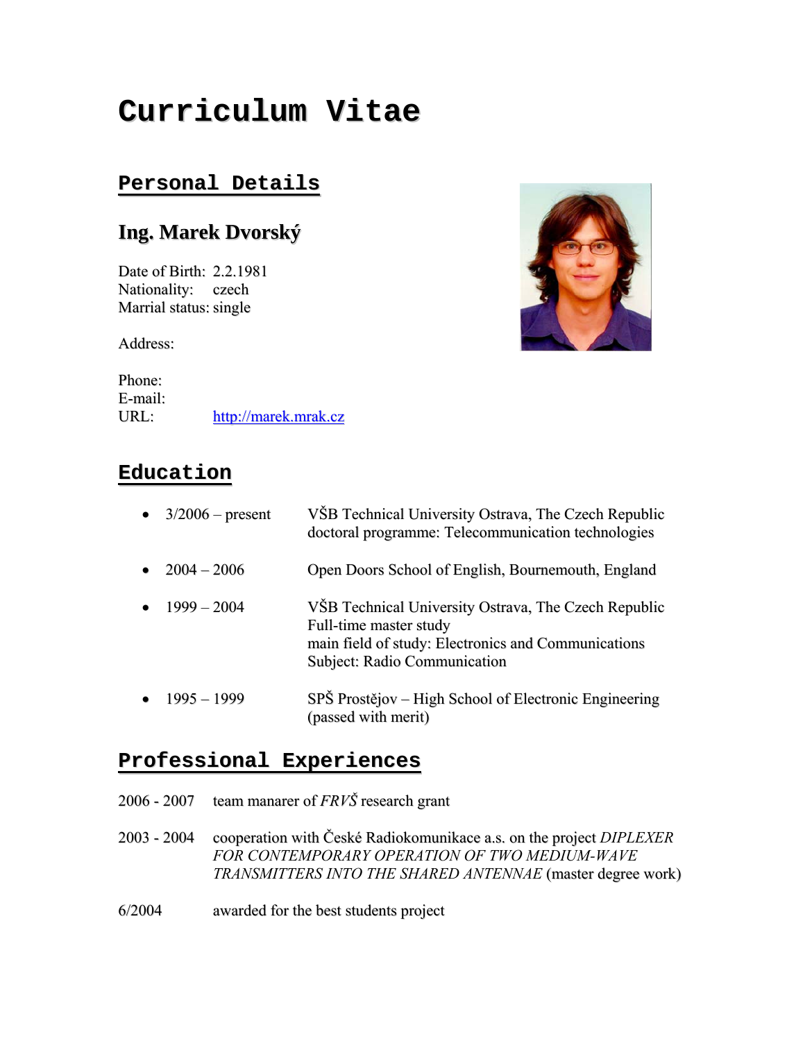# Curriculum Vitae

## Personal Details

### Ing. Marek Dvorský

Date of Birth: 2.2.1981
Nationality: czech
Marrial status: single

Address:

Phone:
E-mail:
URL: http://marek.mrak.cz

## Education

- 3/2006 – present — VŠB Technical University Ostrava, The Czech Republic
  doctoral programme: Telecommunication technologies
- 2004 – 2006 — Open Doors School of English, Bournemouth, England
- 1999 – 2004 — VŠB Technical University Ostrava, The Czech Republic
  Full-time master study
  main field of study: Electronics and Communications
  Subject: Radio Communication
- 1995 – 1999 — SPŠ Prostějov – High School of Electronic Engineering
  (passed with merit)

## Professional Experiences

2006 - 2007 team manarer of *FRVŠ* research grant

2003 - 2004 cooperation with České Radiokomunikace a.s. on the project *DIPLEXER FOR CONTEMPORARY OPERATION OF TWO MEDIUM-WAVE TRANSMITTERS INTO THE SHARED ANTENNAE* (master degree work)

6/2004 awarded for the best students project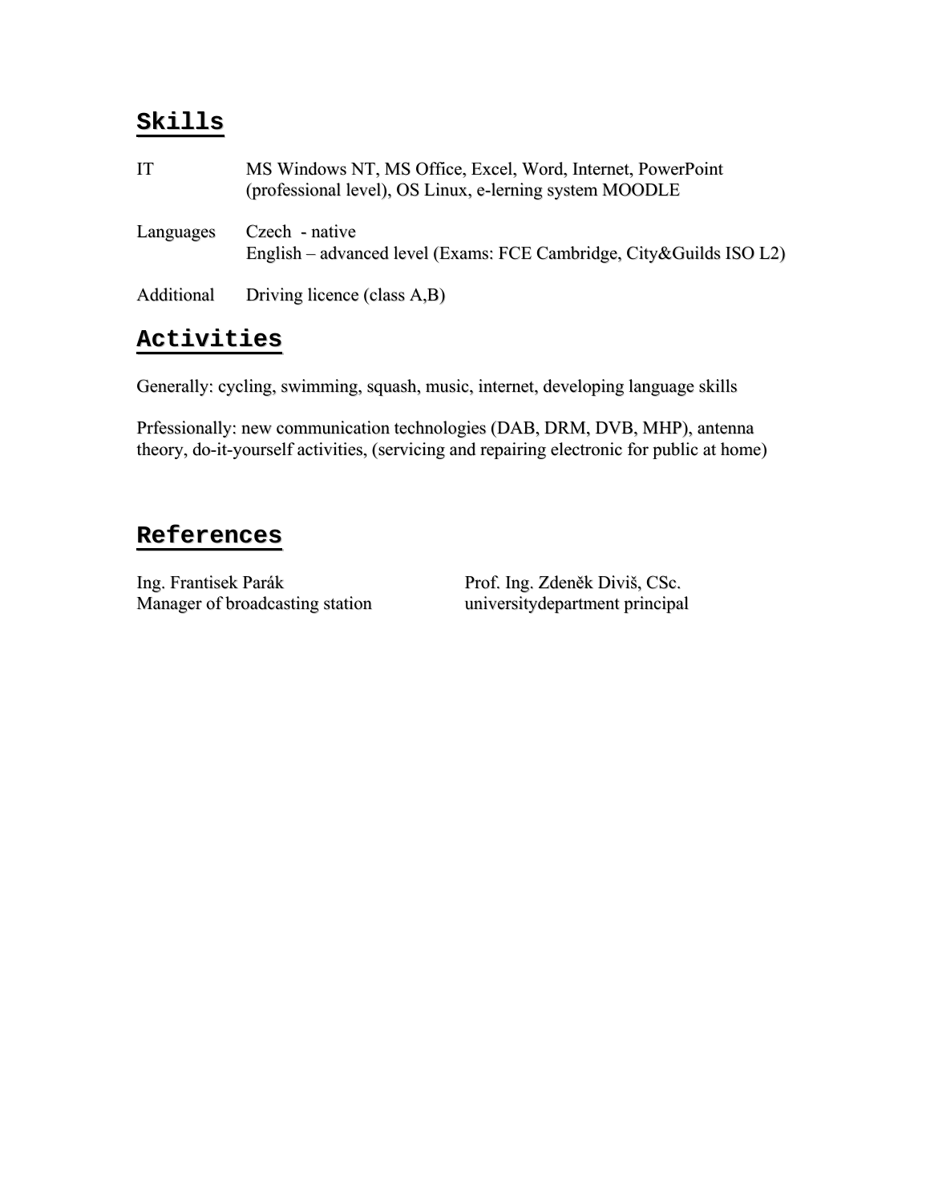## Skills

| | |
|---|---|
| IT | MS Windows NT, MS Office, Excel, Word, Internet, PowerPoint (professional level), OS Linux, e-lerning system MOODLE |
| Languages | Czech - native<br>English – advanced level (Exams: FCE Cambridge, City&Guilds ISO L2) |
| Additional | Driving licence (class A,B) |

## Activities

Generally: cycling, swimming, squash, music, internet, developing language skills

Prfessionally: new communication technologies (DAB, DRM, DVB, MHP), antenna theory, do-it-yourself activities, (servicing and repairing electronic for public at home)

## References

Ing. Frantisek Parák
Manager of broadcasting station

Prof. Ing. Zdeněk Diviš, CSc.
universitydepartment principal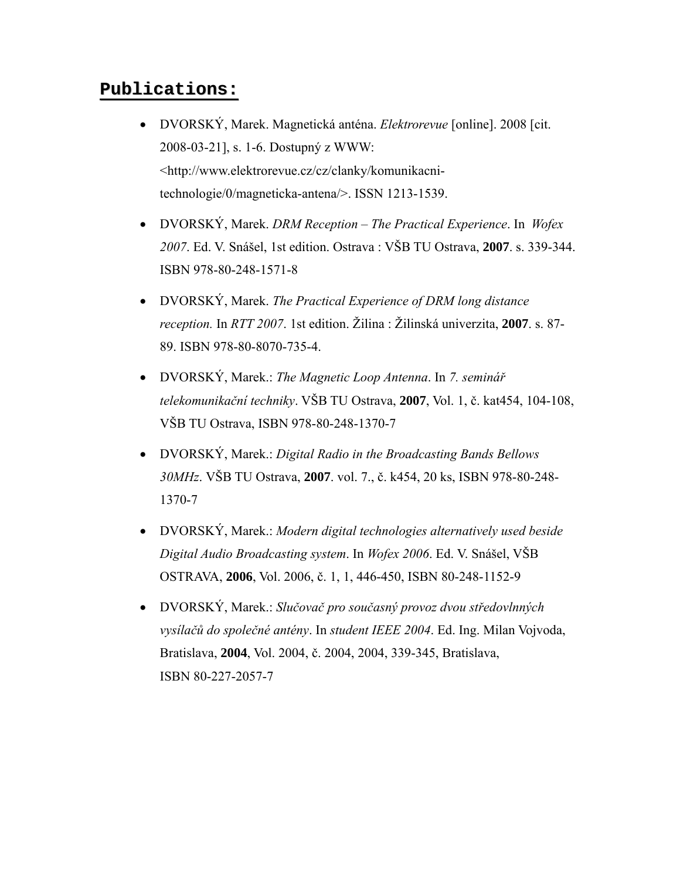## **Publications:**

- DVORSKÝ, Marek. Magnetická anténa. *Elektrorevue* [online]. 2008 [cit. 2008-03-21], s. 1-6. Dostupný z WWW: <http://www.elektrorevue.cz/cz/clanky/komunikacni-technologie/0/magneticka-antena/>. ISSN 1213-1539.
- DVORSKÝ, Marek. *DRM Reception – The Practical Experience*. In *Wofex 2007*. Ed. V. Snášel, 1st edition. Ostrava : VŠB TU Ostrava, **2007**. s. 339-344. ISBN 978-80-248-1571-8
- DVORSKÝ, Marek. *The Practical Experience of DRM long distance reception.* In *RTT 2007*. 1st edition. Žilina : Žilinská univerzita, **2007**. s. 87-89. ISBN 978-80-8070-735-4.
- DVORSKÝ, Marek.: *The Magnetic Loop Antenna*. In *7. seminář telekomunikační techniky*. VŠB TU Ostrava, **2007**, Vol. 1, č. kat454, 104-108, VŠB TU Ostrava, ISBN 978-80-248-1370-7
- DVORSKÝ, Marek.: *Digital Radio in the Broadcasting Bands Bellows 30MHz*. VŠB TU Ostrava, **2007**. vol. 7., č. k454, 20 ks, ISBN 978-80-248-1370-7
- DVORSKÝ, Marek.: *Modern digital technologies alternatively used beside Digital Audio Broadcasting system*. In *Wofex 2006*. Ed. V. Snášel, VŠB OSTRAVA, **2006**, Vol. 2006, č. 1, 1, 446-450, ISBN 80-248-1152-9
- DVORSKÝ, Marek.: *Slučovač pro současný provoz dvou středovlnných vysílačů do společné antény*. In *student IEEE 2004*. Ed. Ing. Milan Vojvoda, Bratislava, **2004**, Vol. 2004, č. 2004, 2004, 339-345, Bratislava, ISBN 80-227-2057-7